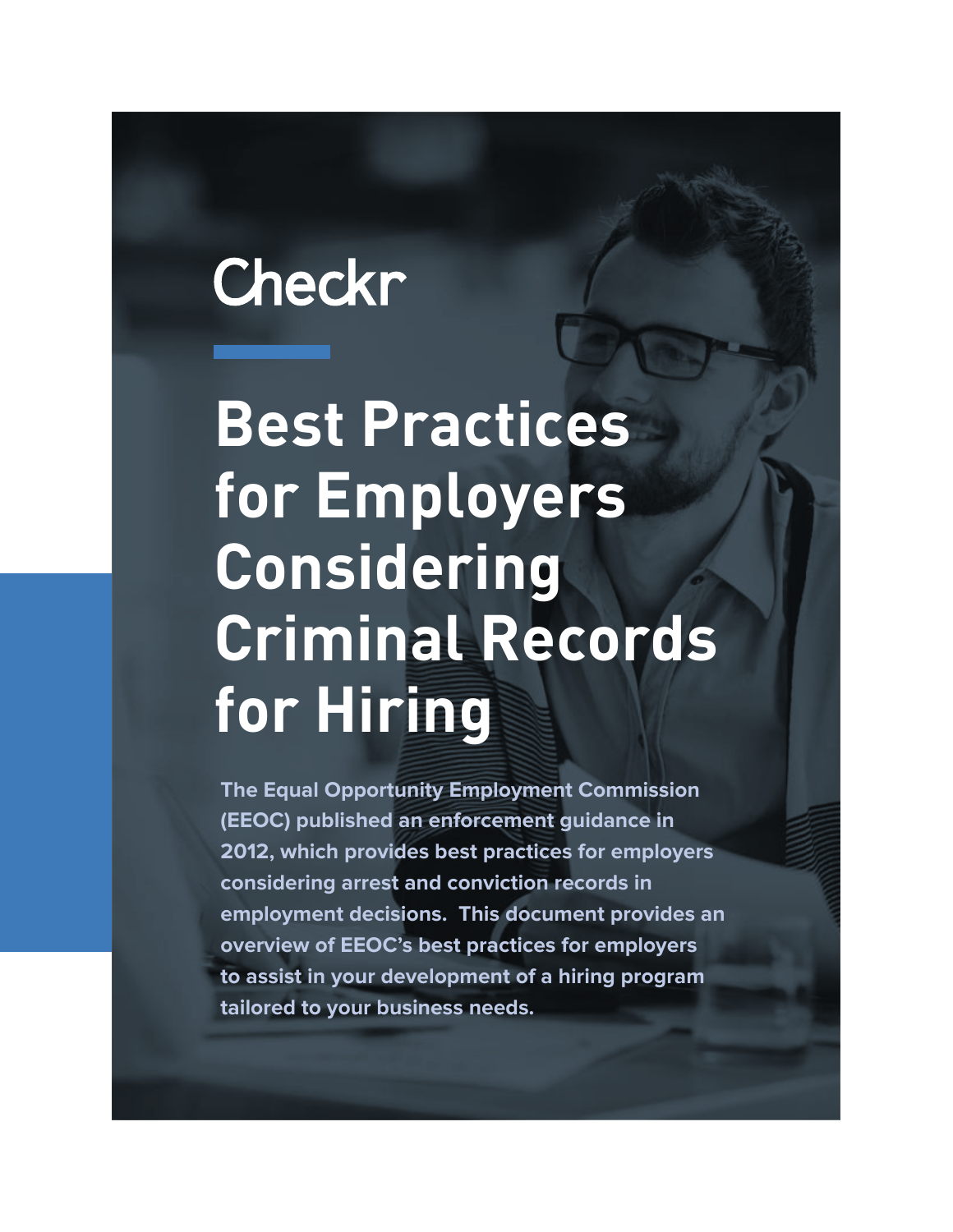Checkr

# Best Practices for Employers Considering Criminal Records for Hiring

**The Equal Opportunity Employment Commission (EEOC) published an enforcement guidance in 2012, which provides best practices for employers considering arrest and conviction records in employment decisions. This document provides an overview of EEOC's best practices for employers to assist in your development of a hiring program tailored to your business needs.**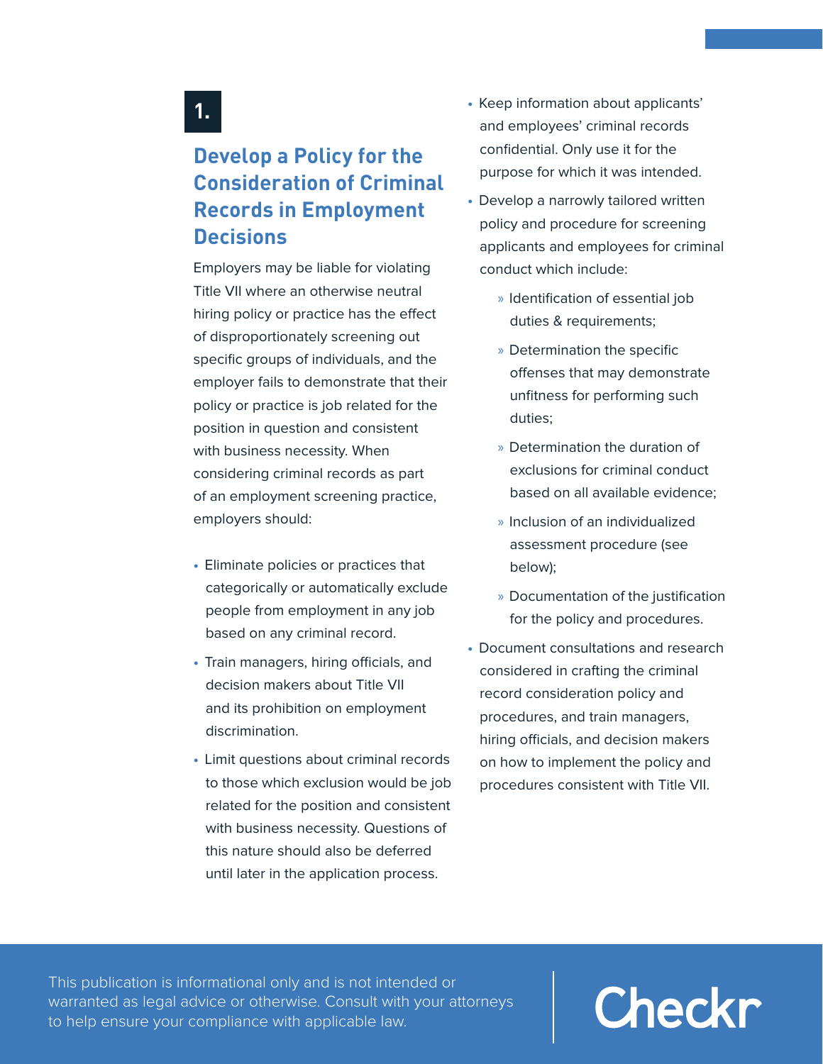## 1.

## Develop a Policy for the Consideration of Criminal Records in Employment Decisions

Employers may be liable for violating Title VII where an otherwise neutral hiring policy or practice has the effect of disproportionately screening out specific groups of individuals, and the employer fails to demonstrate that their policy or practice is job related for the position in question and consistent with business necessity. When considering criminal records as part of an employment screening practice, employers should:

- Eliminate policies or practices that categorically or automatically exclude people from employment in any job based on any criminal record.
- Train managers, hiring officials, and decision makers about Title VII and its prohibition on employment discrimination.
- Limit questions about criminal records to those which exclusion would be job related for the position and consistent with business necessity. Questions of this nature should also be deferred until later in the application process.
- Keep information about applicants' and employees' criminal records confidential. Only use it for the purpose for which it was intended.
- Develop a narrowly tailored written policy and procedure for screening applicants and employees for criminal conduct which include:
  - Identification of essential job duties & requirements;
  - Determination the specific offenses that may demonstrate unfitness for performing such duties;
  - Determination the duration of exclusions for criminal conduct based on all available evidence;
  - Inclusion of an individualized assessment procedure (see below);
  - Documentation of the justification for the policy and procedures.
- Document consultations and research considered in crafting the criminal record consideration policy and procedures, and train managers, hiring officials, and decision makers on how to implement the policy and procedures consistent with Title VII.

This publication is informational only and is not intended or warranted as legal advice or otherwise. Consult with your attorneys to help ensure your compliance with applicable law.

Checkr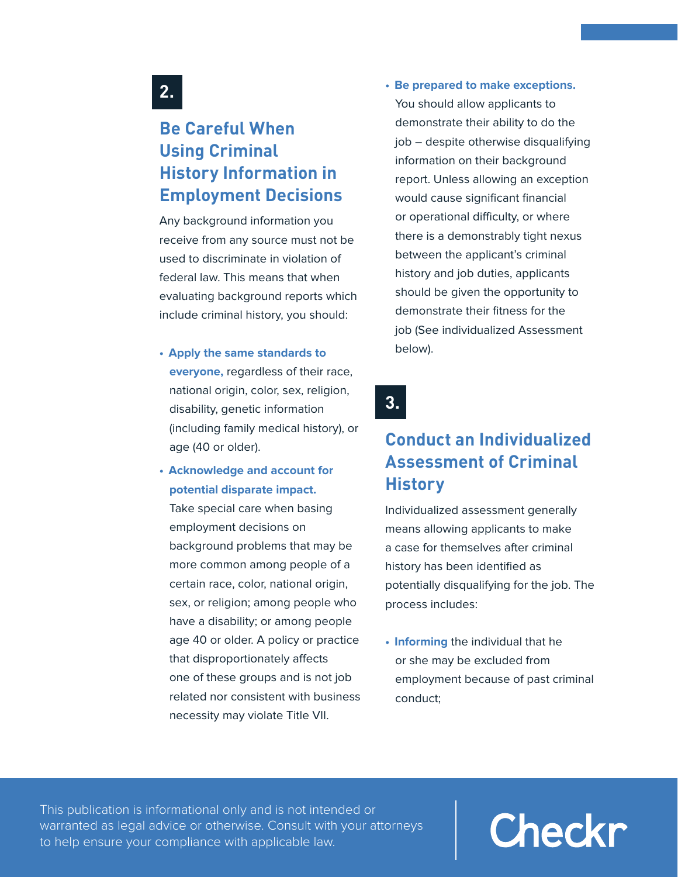## 2.

## Be Careful When Using Criminal History Information in Employment Decisions

Any background information you receive from any source must not be used to discriminate in violation of federal law. This means that when evaluating background reports which include criminal history, you should:

- **Apply the same standards to everyone,** regardless of their race, national origin, color, sex, religion, disability, genetic information (including family medical history), or age (40 or older).
- **Acknowledge and account for potential disparate impact.** Take special care when basing employment decisions on background problems that may be more common among people of a certain race, color, national origin, sex, or religion; among people who have a disability; or among people age 40 or older. A policy or practice that disproportionately affects one of these groups and is not job related nor consistent with business necessity may violate Title VII.
- **Be prepared to make exceptions.** You should allow applicants to demonstrate their ability to do the job – despite otherwise disqualifying information on their background report. Unless allowing an exception would cause significant financial or operational difficulty, or where there is a demonstrably tight nexus between the applicant's criminal history and job duties, applicants should be given the opportunity to demonstrate their fitness for the job (See individualized Assessment below).

## 3.

## Conduct an Individualized Assessment of Criminal History

Individualized assessment generally means allowing applicants to make a case for themselves after criminal history has been identified as potentially disqualifying for the job. The process includes:

- **Informing** the individual that he or she may be excluded from employment because of past criminal conduct;

This publication is informational only and is not intended or warranted as legal advice or otherwise. Consult with your attorneys to help ensure your compliance with applicable law.

Checkr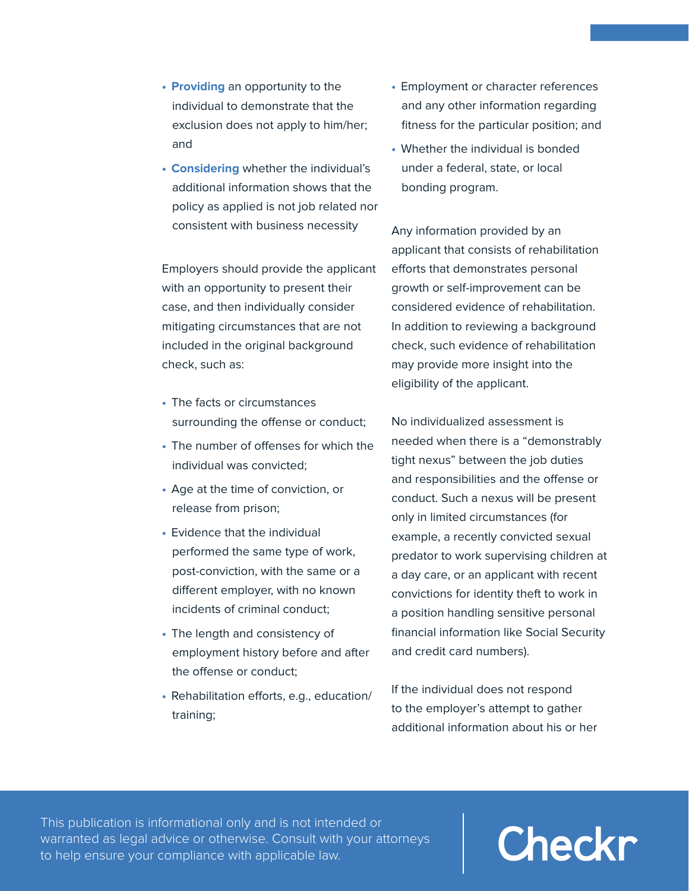- **Providing** an opportunity to the individual to demonstrate that the exclusion does not apply to him/her; and
- **Considering** whether the individual's additional information shows that the policy as applied is not job related nor consistent with business necessity

Employers should provide the applicant with an opportunity to present their case, and then individually consider mitigating circumstances that are not included in the original background check, such as:

- The facts or circumstances surrounding the offense or conduct;
- The number of offenses for which the individual was convicted;
- Age at the time of conviction, or release from prison;
- Evidence that the individual performed the same type of work, post-conviction, with the same or a different employer, with no known incidents of criminal conduct;
- The length and consistency of employment history before and after the offense or conduct;
- Rehabilitation efforts, e.g., education/training;
- Employment or character references and any other information regarding fitness for the particular position; and
- Whether the individual is bonded under a federal, state, or local bonding program.

Any information provided by an applicant that consists of rehabilitation efforts that demonstrates personal growth or self-improvement can be considered evidence of rehabilitation. In addition to reviewing a background check, such evidence of rehabilitation may provide more insight into the eligibility of the applicant.

No individualized assessment is needed when there is a "demonstrably tight nexus" between the job duties and responsibilities and the offense or conduct. Such a nexus will be present only in limited circumstances (for example, a recently convicted sexual predator to work supervising children at a day care, or an applicant with recent convictions for identity theft to work in a position handling sensitive personal financial information like Social Security and credit card numbers).

If the individual does not respond to the employer's attempt to gather additional information about his or her

This publication is informational only and is not intended or warranted as legal advice or otherwise. Consult with your attorneys to help ensure your compliance with applicable law.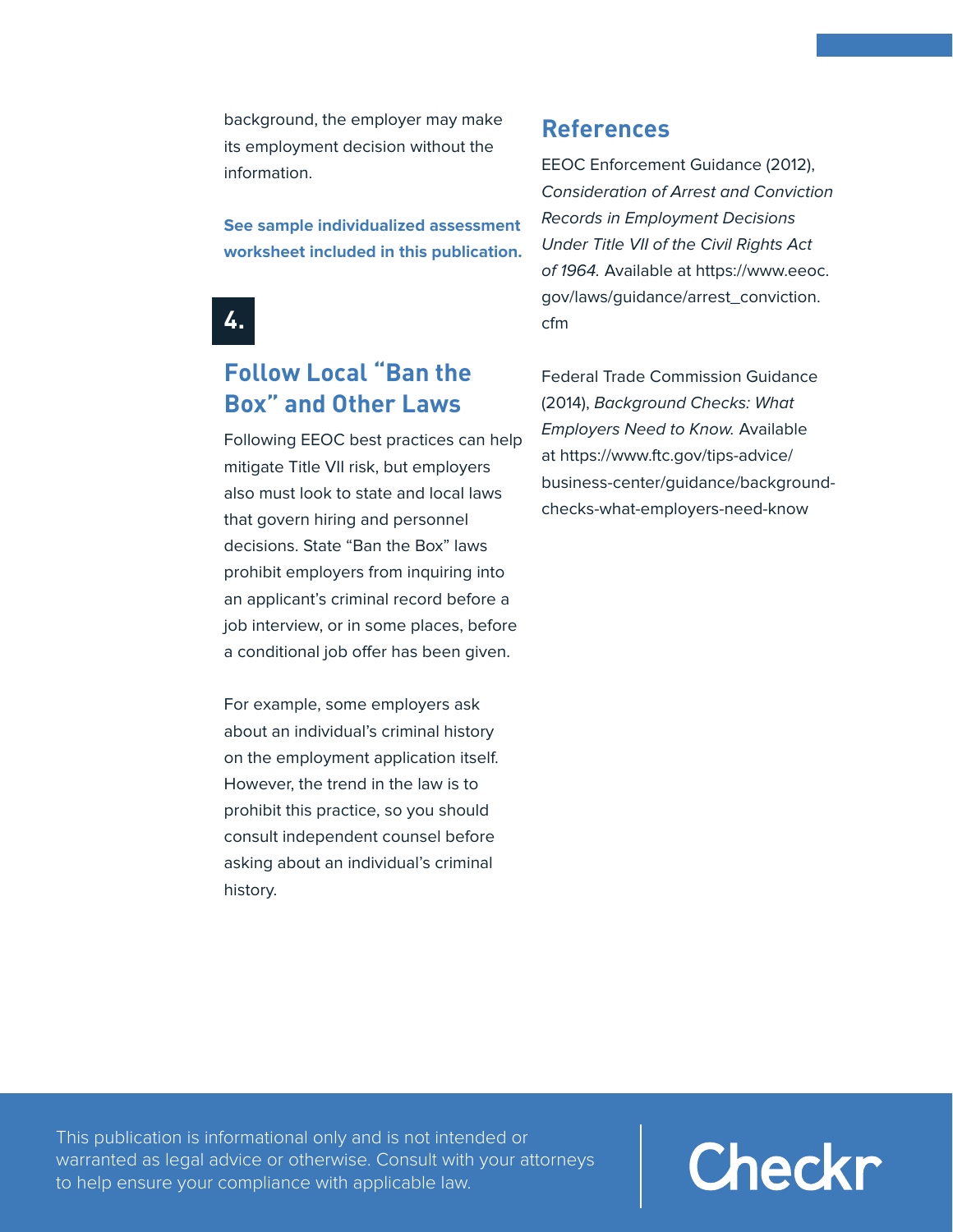background, the employer may make its employment decision without the information.

**See sample individualized assessment worksheet included in this publication.**

## 4.

## Follow Local "Ban the Box" and Other Laws

Following EEOC best practices can help mitigate Title VII risk, but employers also must look to state and local laws that govern hiring and personnel decisions. State "Ban the Box" laws prohibit employers from inquiring into an applicant's criminal record before a job interview, or in some places, before a conditional job offer has been given.

For example, some employers ask about an individual's criminal history on the employment application itself. However, the trend in the law is to prohibit this practice, so you should consult independent counsel before asking about an individual's criminal history.

## References

EEOC Enforcement Guidance (2012), *Consideration of Arrest and Conviction Records in Employment Decisions Under Title VII of the Civil Rights Act of 1964.* Available at https://www.eeoc.gov/laws/guidance/arrest_conviction.cfm

Federal Trade Commission Guidance (2014), *Background Checks: What Employers Need to Know.* Available at https://www.ftc.gov/tips-advice/business-center/guidance/background-checks-what-employers-need-know

This publication is informational only and is not intended or warranted as legal advice or otherwise. Consult with your attorneys to help ensure your compliance with applicable law.

Checkr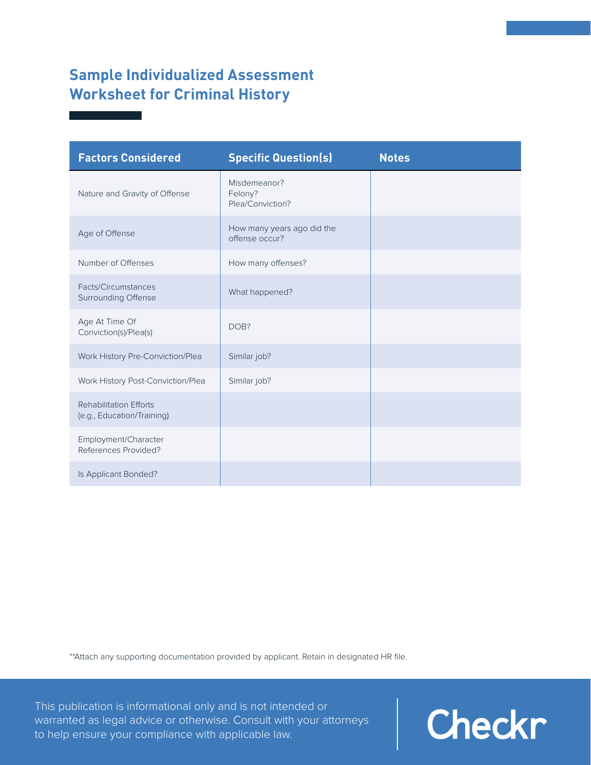# Sample Individualized Assessment Worksheet for Criminal History

| Factors Considered | Specific Question(s) | Notes |
|---|---|---|
| Nature and Gravity of Offense | Misdemeanor?<br>Felony?<br>Plea/Conviction? | |
| Age of Offense | How many years ago did the offense occur? | |
| Number of Offenses | How many offenses? | |
| Facts/Circumstances Surrounding Offense | What happened? | |
| Age At Time Of Conviction(s)/Plea(s) | DOB? | |
| Work History Pre-Conviction/Plea | Similar job? | |
| Work History Post-Conviction/Plea | Similar job? | |
| Rehabilitation Efforts (e.g., Education/Training) | | |
| Employment/Character References Provided? | | |
| Is Applicant Bonded? | | |

**Attach any supporting documentation provided by applicant. Retain in designated HR file.

This publication is informational only and is not intended or warranted as legal advice or otherwise. Consult with your attorneys to help ensure your compliance with applicable law.

Checkr